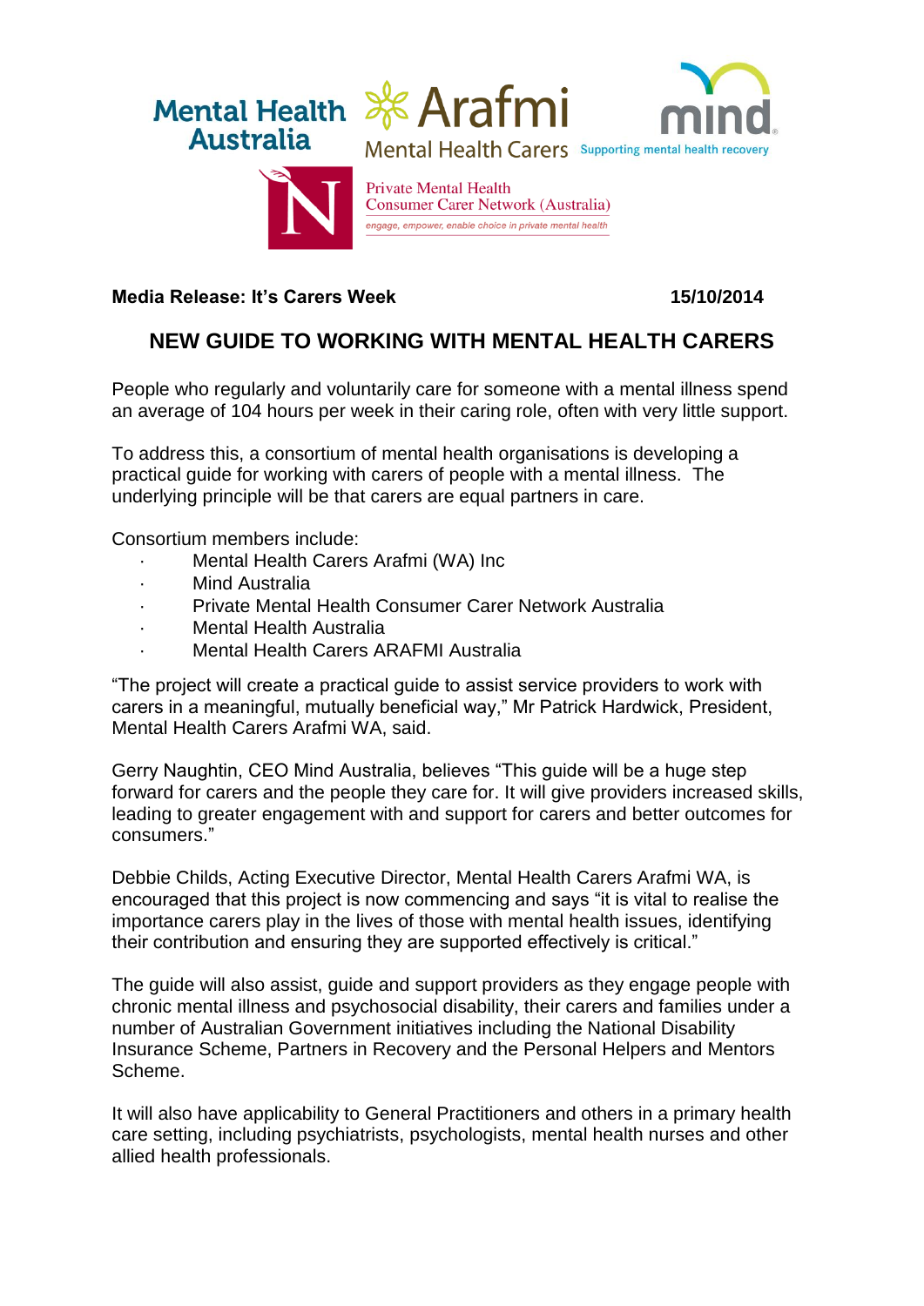**Media Release: It's Carers Week** 15/10/2014

# NEW GUIDE TO WORKING WITH MENTAL HEALTH CARERS

People who regularly and voluntarily care for someone with a mental illness spend an average of 104 hours per week in their caring role, often with very little support.

To address this, a consortium of mental health organisations is developing a practical guide for working with carers of people with a mental illness. The underlying principle will be that carers are equal partners in care.

Consortium members include:

- Mental Health Carers Arafmi (WA) Inc
- Mind Australia
- Private Mental Health Consumer Carer Network Australia
- Mental Health Australia
- Mental Health Carers ARAFMI Australia

"The project will create a practical guide to assist service providers to work with carers in a meaningful, mutually beneficial way," Mr Patrick Hardwick, President, Mental Health Carers Arafmi WA, said.

Gerry Naughtin, CEO Mind Australia, believes "This guide will be a huge step forward for carers and the people they care for. It will give providers increased skills, leading to greater engagement with and support for carers and better outcomes for consumers."

Debbie Childs, Acting Executive Director, Mental Health Carers Arafmi WA, is encouraged that this project is now commencing and says "it is vital to realise the importance carers play in the lives of those with mental health issues, identifying their contribution and ensuring they are supported effectively is critical."

The guide will also assist, guide and support providers as they engage people with chronic mental illness and psychosocial disability, their carers and families under a number of Australian Government initiatives including the National Disability Insurance Scheme, Partners in Recovery and the Personal Helpers and Mentors Scheme.

It will also have applicability to General Practitioners and others in a primary health care setting, including psychiatrists, psychologists, mental health nurses and other allied health professionals.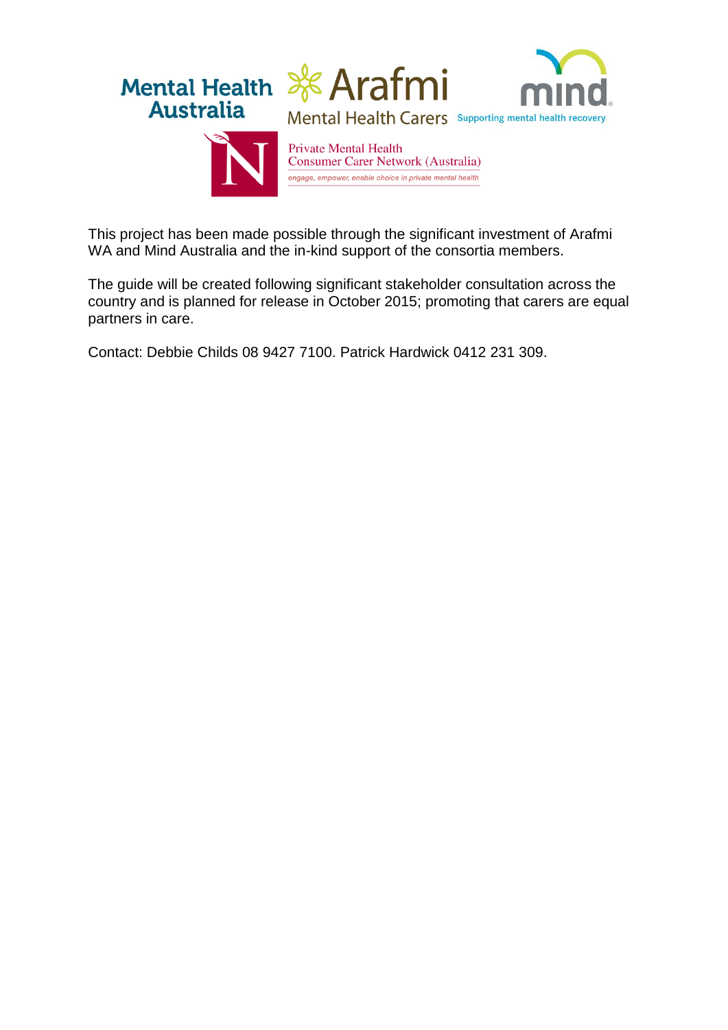Mental Health Australia

Arafmi Mental Health Carers

mind Supporting mental health recovery

Private Mental Health Consumer Carer Network (Australia)

*engage, empower, enable choice in private mental health*

This project has been made possible through the significant investment of Arafmi WA and Mind Australia and the in-kind support of the consortia members.

The guide will be created following significant stakeholder consultation across the country and is planned for release in October 2015; promoting that carers are equal partners in care.

Contact: Debbie Childs 08 9427 7100. Patrick Hardwick 0412 231 309.